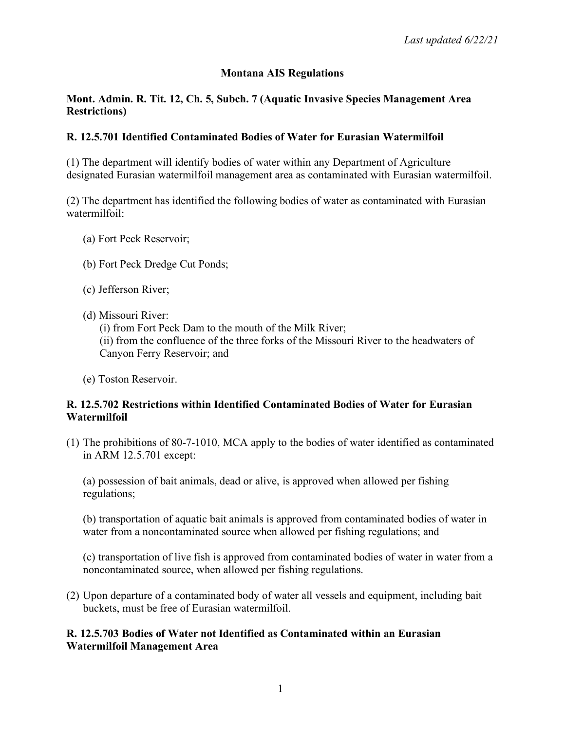*Last updated 6/22/21*

# Montana AIS Regulations

## Mont. Admin. R. Tit. 12, Ch. 5, Subch. 7 (Aquatic Invasive Species Management Area Restrictions)

### R. 12.5.701 Identified Contaminated Bodies of Water for Eurasian Watermilfoil

(1) The department will identify bodies of water within any Department of Agriculture designated Eurasian watermilfoil management area as contaminated with Eurasian watermilfoil.

(2) The department has identified the following bodies of water as contaminated with Eurasian watermilfoil:

(a) Fort Peck Reservoir;

(b) Fort Peck Dredge Cut Ponds;

(c) Jefferson River;

(d) Missouri River:
(i) from Fort Peck Dam to the mouth of the Milk River;
(ii) from the confluence of the three forks of the Missouri River to the headwaters of Canyon Ferry Reservoir; and

(e) Toston Reservoir.

### R. 12.5.702 Restrictions within Identified Contaminated Bodies of Water for Eurasian Watermilfoil

(1) The prohibitions of 80-7-1010, MCA apply to the bodies of water identified as contaminated in ARM 12.5.701 except:

(a) possession of bait animals, dead or alive, is approved when allowed per fishing regulations;

(b) transportation of aquatic bait animals is approved from contaminated bodies of water in water from a noncontaminated source when allowed per fishing regulations; and

(c) transportation of live fish is approved from contaminated bodies of water in water from a noncontaminated source, when allowed per fishing regulations.

(2) Upon departure of a contaminated body of water all vessels and equipment, including bait buckets, must be free of Eurasian watermilfoil.

### R. 12.5.703 Bodies of Water not Identified as Contaminated within an Eurasian Watermilfoil Management Area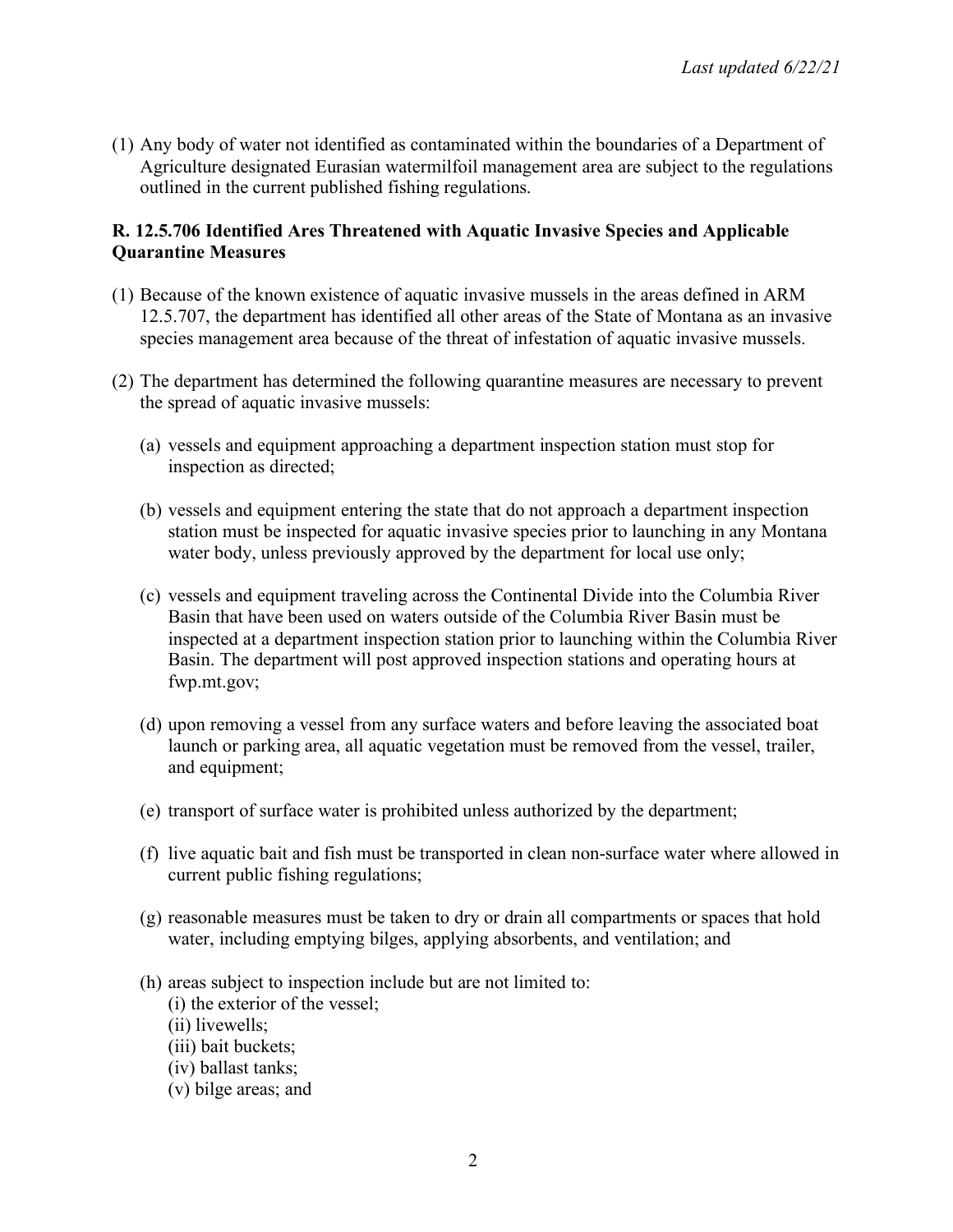*Last updated 6/22/21*

(1) Any body of water not identified as contaminated within the boundaries of a Department of Agriculture designated Eurasian watermilfoil management area are subject to the regulations outlined in the current published fishing regulations.

**R. 12.5.706 Identified Ares Threatened with Aquatic Invasive Species and Applicable Quarantine Measures**

(1) Because of the known existence of aquatic invasive mussels in the areas defined in ARM 12.5.707, the department has identified all other areas of the State of Montana as an invasive species management area because of the threat of infestation of aquatic invasive mussels.

(2) The department has determined the following quarantine measures are necessary to prevent the spread of aquatic invasive mussels:

(a) vessels and equipment approaching a department inspection station must stop for inspection as directed;

(b) vessels and equipment entering the state that do not approach a department inspection station must be inspected for aquatic invasive species prior to launching in any Montana water body, unless previously approved by the department for local use only;

(c) vessels and equipment traveling across the Continental Divide into the Columbia River Basin that have been used on waters outside of the Columbia River Basin must be inspected at a department inspection station prior to launching within the Columbia River Basin. The department will post approved inspection stations and operating hours at fwp.mt.gov;

(d) upon removing a vessel from any surface waters and before leaving the associated boat launch or parking area, all aquatic vegetation must be removed from the vessel, trailer, and equipment;

(e) transport of surface water is prohibited unless authorized by the department;

(f) live aquatic bait and fish must be transported in clean non-surface water where allowed in current public fishing regulations;

(g) reasonable measures must be taken to dry or drain all compartments or spaces that hold water, including emptying bilges, applying absorbents, and ventilation; and

(h) areas subject to inspection include but are not limited to:
(i) the exterior of the vessel;
(ii) livewells;
(iii) bait buckets;
(iv) ballast tanks;
(v) bilge areas; and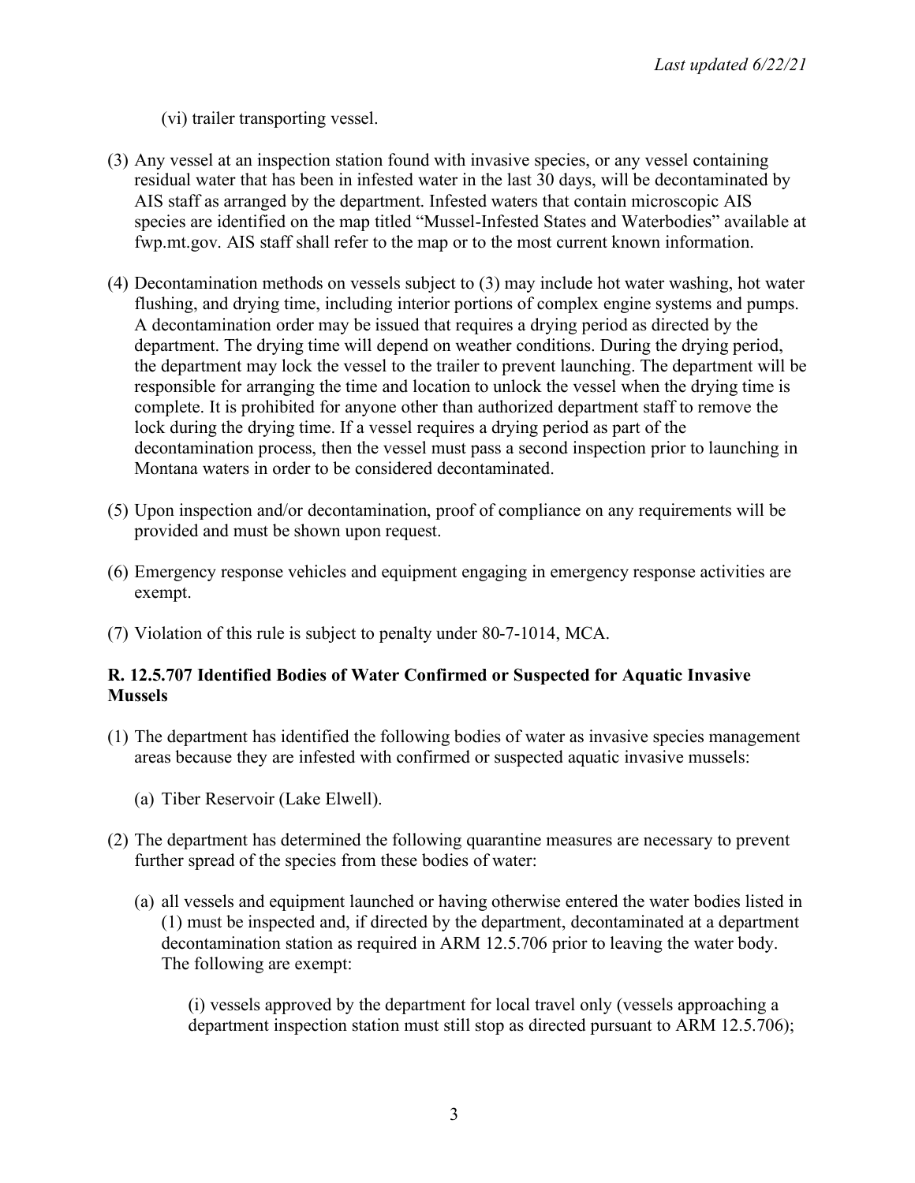(vi) trailer transporting vessel.

(3) Any vessel at an inspection station found with invasive species, or any vessel containing residual water that has been in infested water in the last 30 days, will be decontaminated by AIS staff as arranged by the department. Infested waters that contain microscopic AIS species are identified on the map titled "Mussel-Infested States and Waterbodies" available at fwp.mt.gov. AIS staff shall refer to the map or to the most current known information.

(4) Decontamination methods on vessels subject to (3) may include hot water washing, hot water flushing, and drying time, including interior portions of complex engine systems and pumps. A decontamination order may be issued that requires a drying period as directed by the department. The drying time will depend on weather conditions. During the drying period, the department may lock the vessel to the trailer to prevent launching. The department will be responsible for arranging the time and location to unlock the vessel when the drying time is complete. It is prohibited for anyone other than authorized department staff to remove the lock during the drying time. If a vessel requires a drying period as part of the decontamination process, then the vessel must pass a second inspection prior to launching in Montana waters in order to be considered decontaminated.

(5) Upon inspection and/or decontamination, proof of compliance on any requirements will be provided and must be shown upon request.

(6) Emergency response vehicles and equipment engaging in emergency response activities are exempt.

(7) Violation of this rule is subject to penalty under 80-7-1014, MCA.

**R. 12.5.707 Identified Bodies of Water Confirmed or Suspected for Aquatic Invasive Mussels**

(1) The department has identified the following bodies of water as invasive species management areas because they are infested with confirmed or suspected aquatic invasive mussels:

(a) Tiber Reservoir (Lake Elwell).

(2) The department has determined the following quarantine measures are necessary to prevent further spread of the species from these bodies of water:

(a) all vessels and equipment launched or having otherwise entered the water bodies listed in (1) must be inspected and, if directed by the department, decontaminated at a department decontamination station as required in ARM 12.5.706 prior to leaving the water body. The following are exempt:

(i) vessels approved by the department for local travel only (vessels approaching a department inspection station must still stop as directed pursuant to ARM 12.5.706);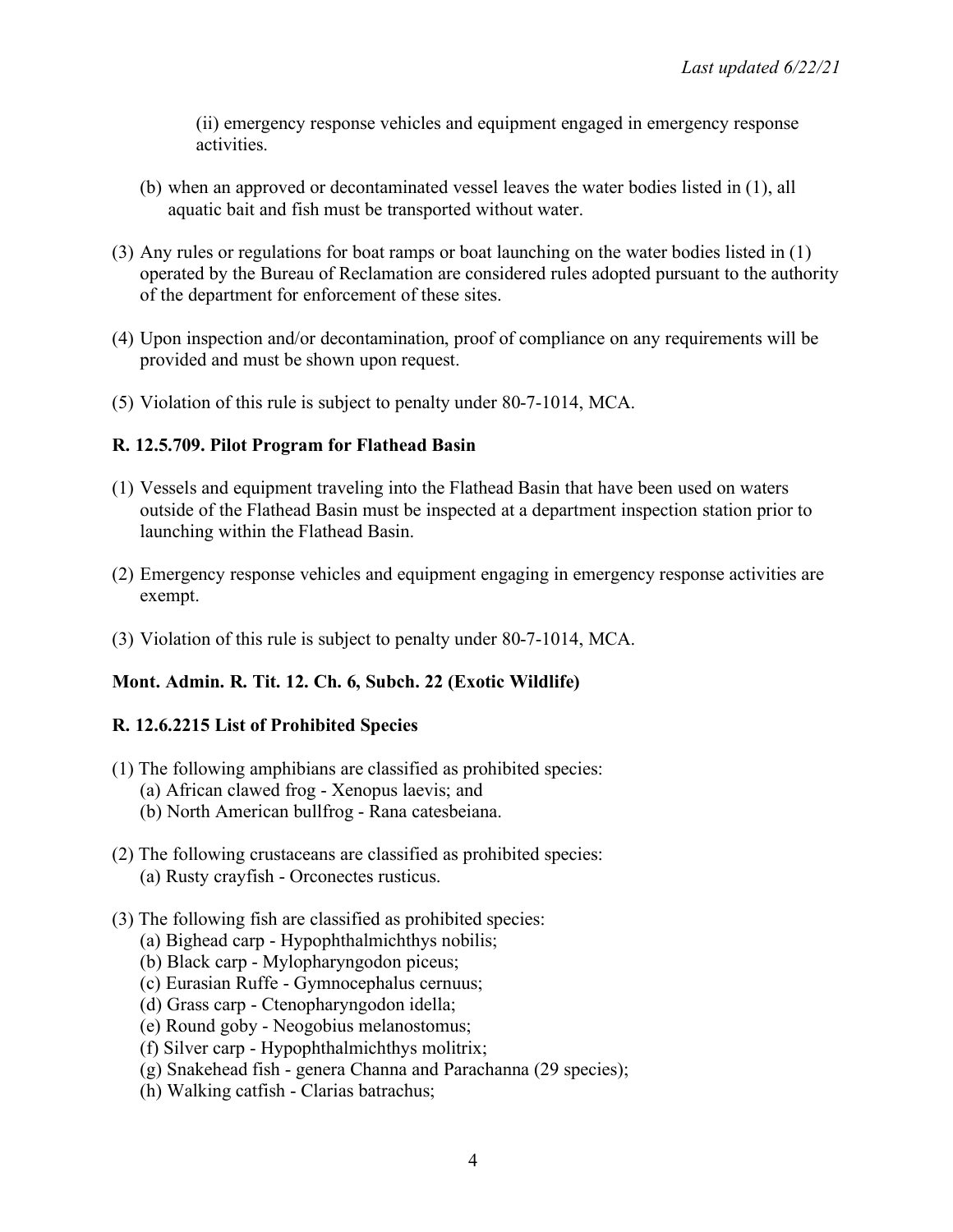(ii) emergency response vehicles and equipment engaged in emergency response activities.

(b) when an approved or decontaminated vessel leaves the water bodies listed in (1), all aquatic bait and fish must be transported without water.

(3) Any rules or regulations for boat ramps or boat launching on the water bodies listed in (1) operated by the Bureau of Reclamation are considered rules adopted pursuant to the authority of the department for enforcement of these sites.

(4) Upon inspection and/or decontamination, proof of compliance on any requirements will be provided and must be shown upon request.

(5) Violation of this rule is subject to penalty under 80-7-1014, MCA.

**R. 12.5.709. Pilot Program for Flathead Basin**

(1) Vessels and equipment traveling into the Flathead Basin that have been used on waters outside of the Flathead Basin must be inspected at a department inspection station prior to launching within the Flathead Basin.

(2) Emergency response vehicles and equipment engaging in emergency response activities are exempt.

(3) Violation of this rule is subject to penalty under 80-7-1014, MCA.

**Mont. Admin. R. Tit. 12. Ch. 6, Subch. 22 (Exotic Wildlife)**

**R. 12.6.2215 List of Prohibited Species**

(1) The following amphibians are classified as prohibited species:
  (a) African clawed frog - Xenopus laevis; and
  (b) North American bullfrog - Rana catesbeiana.

(2) The following crustaceans are classified as prohibited species:
  (a) Rusty crayfish - Orconectes rusticus.

(3) The following fish are classified as prohibited species:
  (a) Bighead carp - Hypophthalmichthys nobilis;
  (b) Black carp - Mylopharyngodon piceus;
  (c) Eurasian Ruffe - Gymnocephalus cernuus;
  (d) Grass carp - Ctenopharyngodon idella;
  (e) Round goby - Neogobius melanostomus;
  (f) Silver carp - Hypophthalmichthys molitrix;
  (g) Snakehead fish - genera Channa and Parachanna (29 species);
  (h) Walking catfish - Clarias batrachus;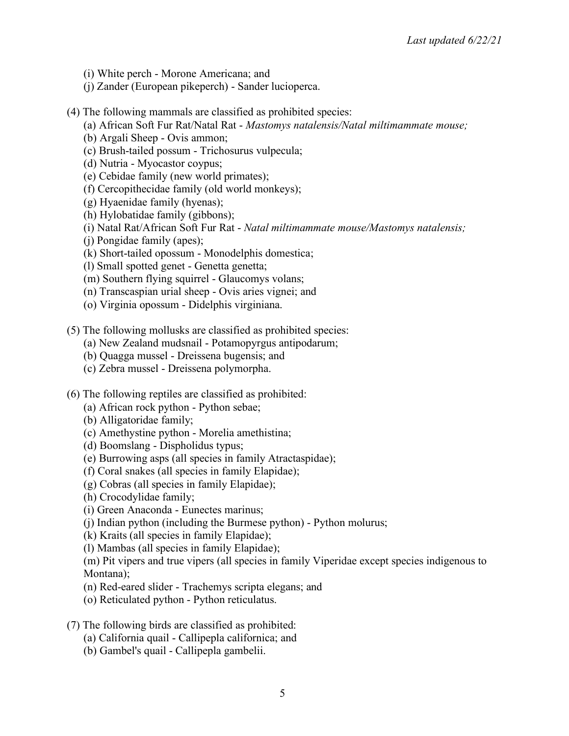(i) White perch - Morone Americana; and

(j) Zander (European pikeperch) - Sander lucioperca.

(4) The following mammals are classified as prohibited species:

(a) African Soft Fur Rat/Natal Rat - *Mastomys natalensis/Natal miltimammate mouse;*

(b) Argali Sheep - Ovis ammon;

(c) Brush-tailed possum - Trichosurus vulpecula;

(d) Nutria - Myocastor coypus;

(e) Cebidae family (new world primates);

(f) Cercopithecidae family (old world monkeys);

(g) Hyaenidae family (hyenas);

(h) Hylobatidae family (gibbons);

(i) Natal Rat/African Soft Fur Rat - *Natal miltimammate mouse/Mastomys natalensis;*

(j) Pongidae family (apes);

(k) Short-tailed opossum - Monodelphis domestica;

(l) Small spotted genet - Genetta genetta;

(m) Southern flying squirrel - Glaucomys volans;

(n) Transcaspian urial sheep - Ovis aries vignei; and

(o) Virginia opossum - Didelphis virginiana.

(5) The following mollusks are classified as prohibited species:

(a) New Zealand mudsnail - Potamopyrgus antipodarum;

(b) Quagga mussel - Dreissena bugensis; and

(c) Zebra mussel - Dreissena polymorpha.

(6) The following reptiles are classified as prohibited:

(a) African rock python - Python sebae;

(b) Alligatoridae family;

(c) Amethystine python - Morelia amethistina;

(d) Boomslang - Dispholidus typus;

(e) Burrowing asps (all species in family Atractaspidae);

(f) Coral snakes (all species in family Elapidae);

(g) Cobras (all species in family Elapidae);

(h) Crocodylidae family;

(i) Green Anaconda - Eunectes marinus;

(j) Indian python (including the Burmese python) - Python molurus;

(k) Kraits (all species in family Elapidae);

(l) Mambas (all species in family Elapidae);

(m) Pit vipers and true vipers (all species in family Viperidae except species indigenous to Montana);

(n) Red-eared slider - Trachemys scripta elegans; and

(o) Reticulated python - Python reticulatus.

(7) The following birds are classified as prohibited:

(a) California quail - Callipepla californica; and

(b) Gambel's quail - Callipepla gambelii.